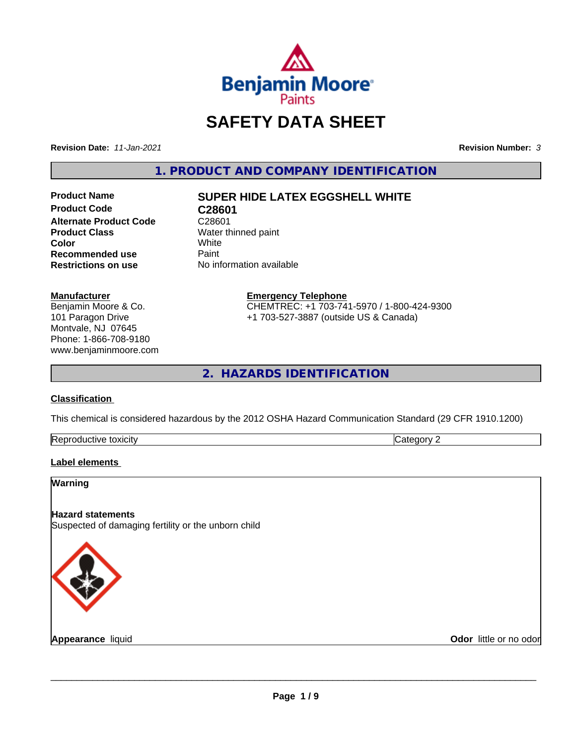# SAFETY DATA SHEET

**Revision Date:** *11-Jan-2021*

**Revision Number:** *3*

## 1. PRODUCT AND COMPANY IDENTIFICATION

| | |
|---|---|
| **Product Name** | **SUPER HIDE LATEX EGGSHELL WHITE** |
| **Product Code** | **C28601** |
| **Alternate Product Code** | C28601 |
| **Product Class** | Water thinned paint |
| **Color** | White |
| **Recommended use** | Paint |
| **Restrictions on use** | No information available |

**Manufacturer**
Benjamin Moore & Co.
101 Paragon Drive
Montvale, NJ 07645
Phone: 1-866-708-9180
www.benjaminmoore.com

**Emergency Telephone**
CHEMTREC: +1 703-741-5970 / 1-800-424-9300
+1 703-527-3887 (outside US & Canada)

## 2. HAZARDS IDENTIFICATION

**Classification**

This chemical is considered hazardous by the 2012 OSHA Hazard Communication Standard (29 CFR 1910.1200)

| | |
|---|---|
| Reproductive toxicity | Category 2 |

**Label elements**

**Warning**

**Hazard statements**
Suspected of damaging fertility or the unborn child

**Appearance** liquid

**Odor** little or no odor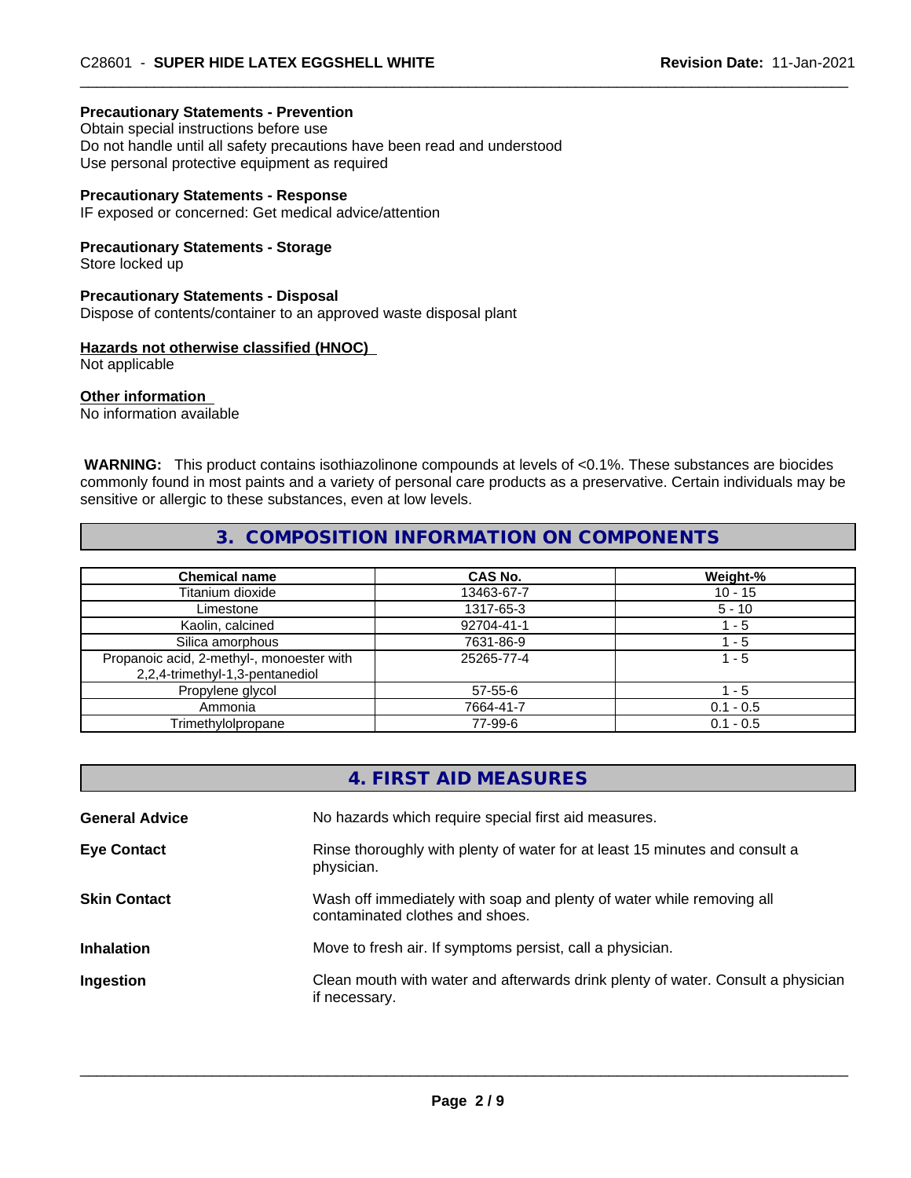**Precautionary Statements - Prevention**
Obtain special instructions before use
Do not handle until all safety precautions have been read and understood
Use personal protective equipment as required

**Precautionary Statements - Response**
IF exposed or concerned: Get medical advice/attention

**Precautionary Statements - Storage**
Store locked up

**Precautionary Statements - Disposal**
Dispose of contents/container to an approved waste disposal plant

**Hazards not otherwise classified (HNOC)**
Not applicable

**Other information**
No information available

**WARNING:** This product contains isothiazolinone compounds at levels of <0.1%. These substances are biocides commonly found in most paints and a variety of personal care products as a preservative. Certain individuals may be sensitive or allergic to these substances, even at low levels.

## 3. COMPOSITION INFORMATION ON COMPONENTS

| Chemical name | CAS No. | Weight-% |
|---|---|---|
| Titanium dioxide | 13463-67-7 | 10 - 15 |
| Limestone | 1317-65-3 | 5 - 10 |
| Kaolin, calcined | 92704-41-1 | 1 - 5 |
| Silica amorphous | 7631-86-9 | 1 - 5 |
| Propanoic acid, 2-methyl-, monoester with 2,2,4-trimethyl-1,3-pentanediol | 25265-77-4 | 1 - 5 |
| Propylene glycol | 57-55-6 | 1 - 5 |
| Ammonia | 7664-41-7 | 0.1 - 0.5 |
| Trimethylolpropane | 77-99-6 | 0.1 - 0.5 |

## 4. FIRST AID MEASURES

**General Advice** No hazards which require special first aid measures.

**Eye Contact** Rinse thoroughly with plenty of water for at least 15 minutes and consult a physician.

**Skin Contact** Wash off immediately with soap and plenty of water while removing all contaminated clothes and shoes.

**Inhalation** Move to fresh air. If symptoms persist, call a physician.

**Ingestion** Clean mouth with water and afterwards drink plenty of water. Consult a physician if necessary.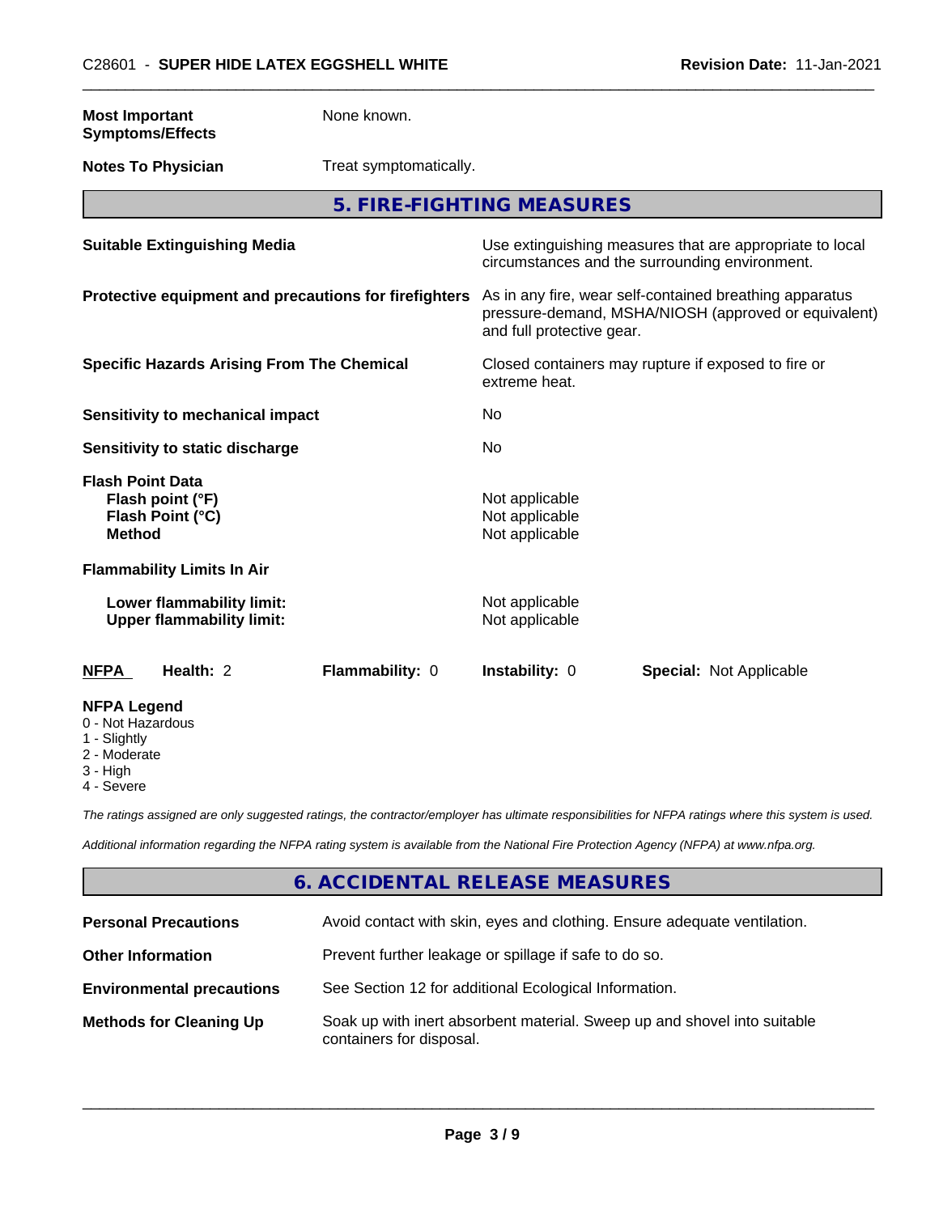| | |
|---|---|
| **Most Important Symptoms/Effects** | None known. |
| **Notes To Physician** | Treat symptomatically. |

## 5. FIRE-FIGHTING MEASURES

| | |
|---|---|
| **Suitable Extinguishing Media** | Use extinguishing measures that are appropriate to local circumstances and the surrounding environment. |
| **Protective equipment and precautions for firefighters** | As in any fire, wear self-contained breathing apparatus pressure-demand, MSHA/NIOSH (approved or equivalent) and full protective gear. |
| **Specific Hazards Arising From The Chemical** | Closed containers may rupture if exposed to fire or extreme heat. |
| **Sensitivity to mechanical impact** | No |
| **Sensitivity to static discharge** | No |

**Flash Point Data**

| | |
|---|---|
| **Flash point (°F)** | Not applicable |
| **Flash Point (°C)** | Not applicable |
| **Method** | Not applicable |

**Flammability Limits In Air**

| | |
|---|---|
| **Lower flammability limit:** | Not applicable |
| **Upper flammability limit:** | Not applicable |

| **NFPA** | **Health:** 2 | **Flammability:** 0 | **Instability:** 0 | **Special:** Not Applicable |
|---|---|---|---|---|

**NFPA Legend**
- 0 - Not Hazardous
- 1 - Slightly
- 2 - Moderate
- 3 - High
- 4 - Severe

*The ratings assigned are only suggested ratings, the contractor/employer has ultimate responsibilities for NFPA ratings where this system is used.*

*Additional information regarding the NFPA rating system is available from the National Fire Protection Agency (NFPA) at www.nfpa.org.*

## 6. ACCIDENTAL RELEASE MEASURES

| | |
|---|---|
| **Personal Precautions** | Avoid contact with skin, eyes and clothing. Ensure adequate ventilation. |
| **Other Information** | Prevent further leakage or spillage if safe to do so. |
| **Environmental precautions** | See Section 12 for additional Ecological Information. |
| **Methods for Cleaning Up** | Soak up with inert absorbent material. Sweep up and shovel into suitable containers for disposal. |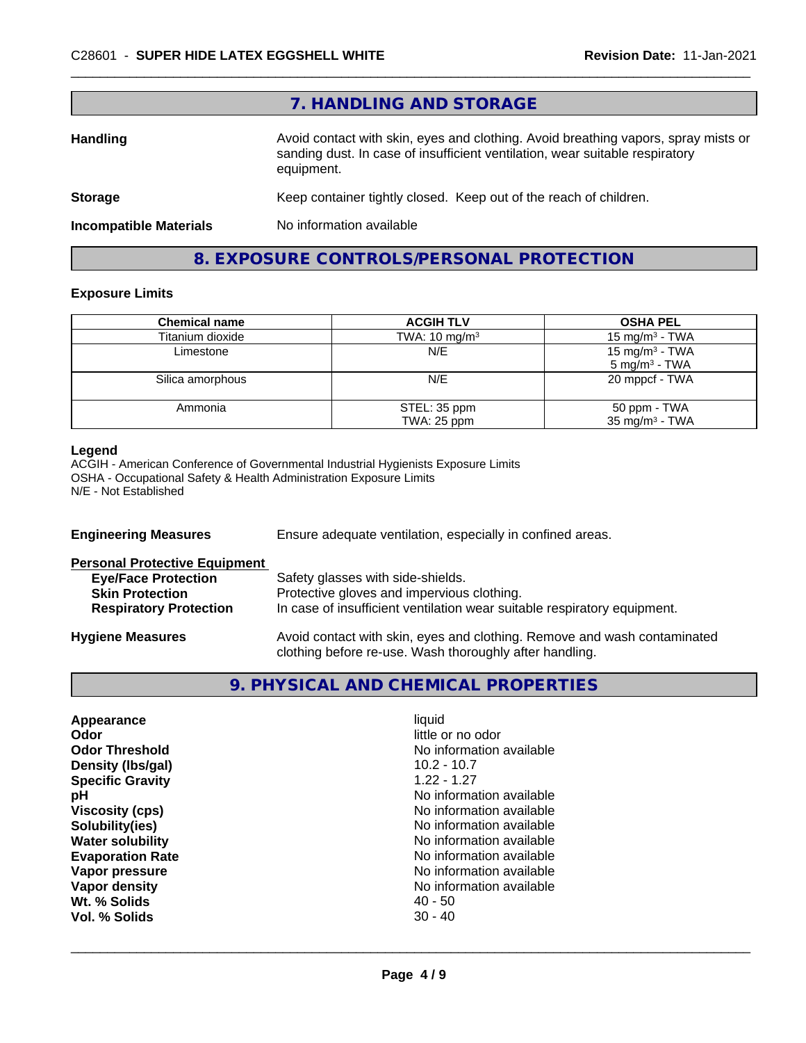## 7. HANDLING AND STORAGE

**Handling** Avoid contact with skin, eyes and clothing. Avoid breathing vapors, spray mists or sanding dust. In case of insufficient ventilation, wear suitable respiratory equipment.

**Storage** Keep container tightly closed. Keep out of the reach of children.

**Incompatible Materials** No information available

## 8. EXPOSURE CONTROLS/PERSONAL PROTECTION

### Exposure Limits

| Chemical name | ACGIH TLV | OSHA PEL |
|---|---|---|
| Titanium dioxide | TWA: 10 mg/m³ | 15 mg/m³ - TWA |
| Limestone | N/E | 15 mg/m³ - TWA<br>5 mg/m³ - TWA |
| Silica amorphous | N/E | 20 mppcf - TWA |
| Ammonia | STEL: 35 ppm<br>TWA: 25 ppm | 50 ppm - TWA<br>35 mg/m³ - TWA |

**Legend**
ACGIH - American Conference of Governmental Industrial Hygienists Exposure Limits
OSHA - Occupational Safety & Health Administration Exposure Limits
N/E - Not Established

**Engineering Measures** Ensure adequate ventilation, especially in confined areas.

**Personal Protective Equipment**

- **Eye/Face Protection** Safety glasses with side-shields.
- **Skin Protection** Protective gloves and impervious clothing.
- **Respiratory Protection** In case of insufficient ventilation wear suitable respiratory equipment.

**Hygiene Measures** Avoid contact with skin, eyes and clothing. Remove and wash contaminated clothing before re-use. Wash thoroughly after handling.

## 9. PHYSICAL AND CHEMICAL PROPERTIES

| | |
|---|---|
| **Appearance** | liquid |
| **Odor** | little or no odor |
| **Odor Threshold** | No information available |
| **Density (lbs/gal)** | 10.2 - 10.7 |
| **Specific Gravity** | 1.22 - 1.27 |
| **pH** | No information available |
| **Viscosity (cps)** | No information available |
| **Solubility(ies)** | No information available |
| **Water solubility** | No information available |
| **Evaporation Rate** | No information available |
| **Vapor pressure** | No information available |
| **Vapor density** | No information available |
| **Wt. % Solids** | 40 - 50 |
| **Vol. % Solids** | 30 - 40 |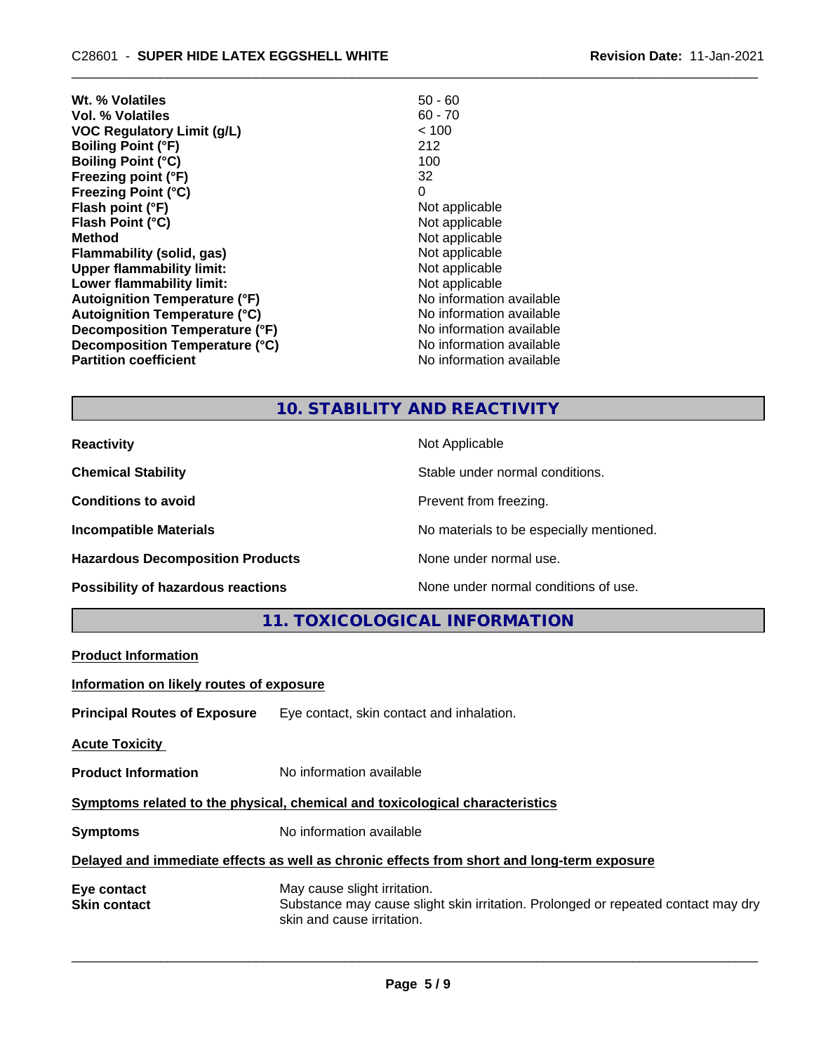| | |
|---|---|
| **Wt. % Volatiles** | 50 - 60 |
| **Vol. % Volatiles** | 60 - 70 |
| **VOC Regulatory Limit (g/L)** | < 100 |
| **Boiling Point (°F)** | 212 |
| **Boiling Point (°C)** | 100 |
| **Freezing point (°F)** | 32 |
| **Freezing Point (°C)** | 0 |
| **Flash point (°F)** | Not applicable |
| **Flash Point (°C)** | Not applicable |
| **Method** | Not applicable |
| **Flammability (solid, gas)** | Not applicable |
| **Upper flammability limit:** | Not applicable |
| **Lower flammability limit:** | Not applicable |
| **Autoignition Temperature (°F)** | No information available |
| **Autoignition Temperature (°C)** | No information available |
| **Decomposition Temperature (°F)** | No information available |
| **Decomposition Temperature (°C)** | No information available |
| **Partition coefficient** | No information available |

## 10. STABILITY AND REACTIVITY

| | |
|---|---|
| **Reactivity** | Not Applicable |
| **Chemical Stability** | Stable under normal conditions. |
| **Conditions to avoid** | Prevent from freezing. |
| **Incompatible Materials** | No materials to be especially mentioned. |
| **Hazardous Decomposition Products** | None under normal use. |
| **Possibility of hazardous reactions** | None under normal conditions of use. |

## 11. TOXICOLOGICAL INFORMATION

**Product Information**

**Information on likely routes of exposure**

**Principal Routes of Exposure** Eye contact, skin contact and inhalation.

**Acute Toxicity**

**Product Information** No information available

**Symptoms related to the physical, chemical and toxicological characteristics**

**Symptoms** No information available

**Delayed and immediate effects as well as chronic effects from short and long-term exposure**

| | |
|---|---|
| **Eye contact** | May cause slight irritation. |
| **Skin contact** | Substance may cause slight skin irritation. Prolonged or repeated contact may dry skin and cause irritation. |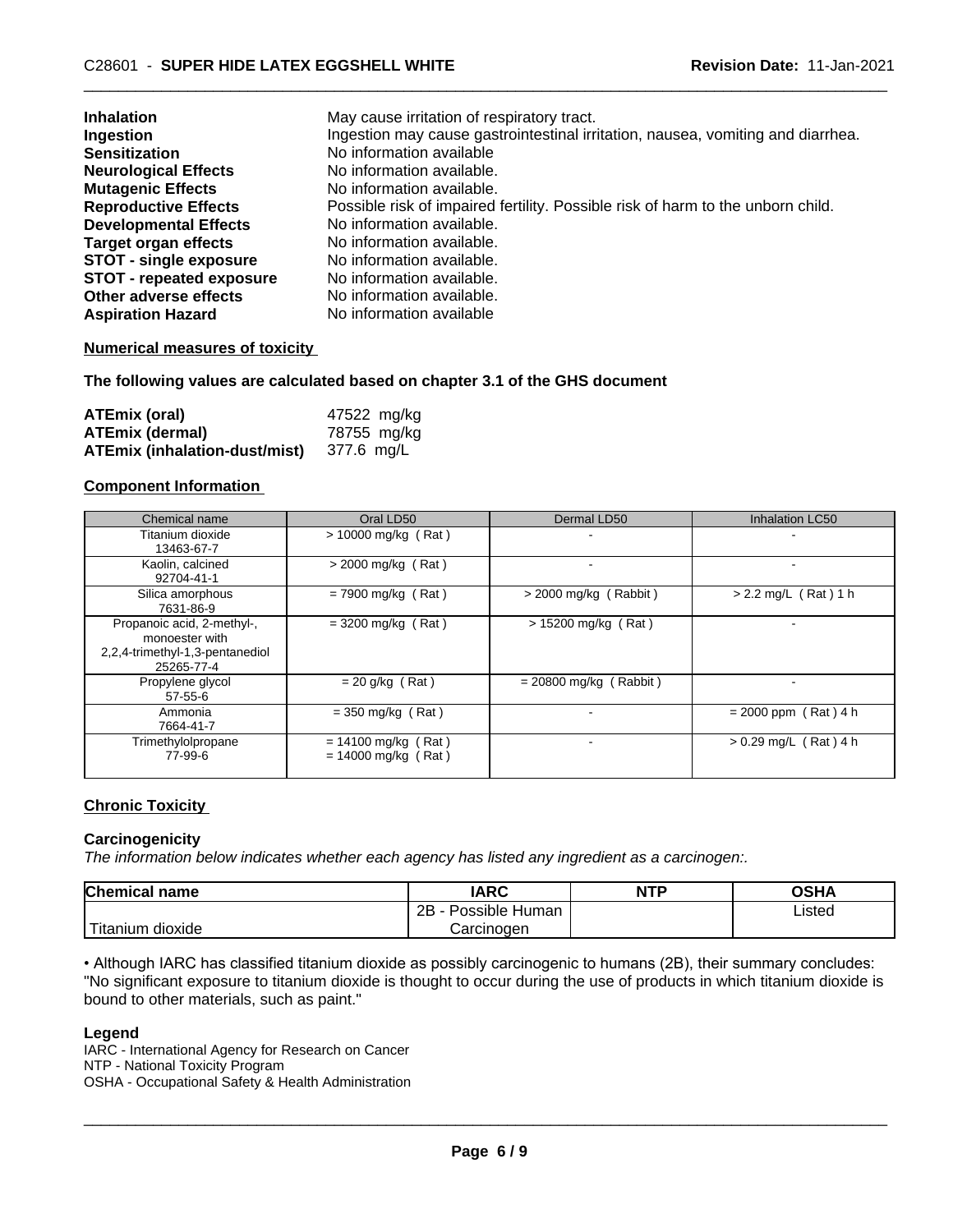| | |
|---|---|
| **Inhalation** | May cause irritation of respiratory tract. |
| **Ingestion** | Ingestion may cause gastrointestinal irritation, nausea, vomiting and diarrhea. |
| **Sensitization** | No information available |
| **Neurological Effects** | No information available. |
| **Mutagenic Effects** | No information available. |
| **Reproductive Effects** | Possible risk of impaired fertility. Possible risk of harm to the unborn child. |
| **Developmental Effects** | No information available. |
| **Target organ effects** | No information available. |
| **STOT - single exposure** | No information available. |
| **STOT - repeated exposure** | No information available. |
| **Other adverse effects** | No information available. |
| **Aspiration Hazard** | No information available |

**Numerical measures of toxicity**

**The following values are calculated based on chapter 3.1 of the GHS document**

| | |
|---|---|
| **ATEmix (oral)** | 47522 mg/kg |
| **ATEmix (dermal)** | 78755 mg/kg |
| **ATEmix (inhalation-dust/mist)** | 377.6 mg/L |

**Component Information**

| Chemical name | Oral LD50 | Dermal LD50 | Inhalation LC50 |
|---|---|---|---|
| Titanium dioxide 13463-67-7 | > 10000 mg/kg ( Rat ) | - | - |
| Kaolin, calcined 92704-41-1 | > 2000 mg/kg ( Rat ) | - | - |
| Silica amorphous 7631-86-9 | = 7900 mg/kg ( Rat ) | > 2000 mg/kg ( Rabbit ) | > 2.2 mg/L ( Rat ) 1 h |
| Propanoic acid, 2-methyl-, monoester with 2,2,4-trimethyl-1,3-pentanediol 25265-77-4 | = 3200 mg/kg ( Rat ) | > 15200 mg/kg ( Rat ) | - |
| Propylene glycol 57-55-6 | = 20 g/kg ( Rat ) | = 20800 mg/kg ( Rabbit ) | - |
| Ammonia 7664-41-7 | = 350 mg/kg ( Rat ) | - | = 2000 ppm ( Rat ) 4 h |
| Trimethylolpropane 77-99-6 | = 14100 mg/kg ( Rat ) = 14000 mg/kg ( Rat ) | - | > 0.29 mg/L ( Rat ) 4 h |

**Chronic Toxicity**

**Carcinogenicity**

*The information below indicates whether each agency has listed any ingredient as a carcinogen:.*

| Chemical name | IARC | NTP | OSHA |
|---|---|---|---|
| Titanium dioxide | 2B - Possible Human Carcinogen | | Listed |

• Although IARC has classified titanium dioxide as possibly carcinogenic to humans (2B), their summary concludes: "No significant exposure to titanium dioxide is thought to occur during the use of products in which titanium dioxide is bound to other materials, such as paint."

**Legend**

IARC - International Agency for Research on Cancer
NTP - National Toxicity Program
OSHA - Occupational Safety & Health Administration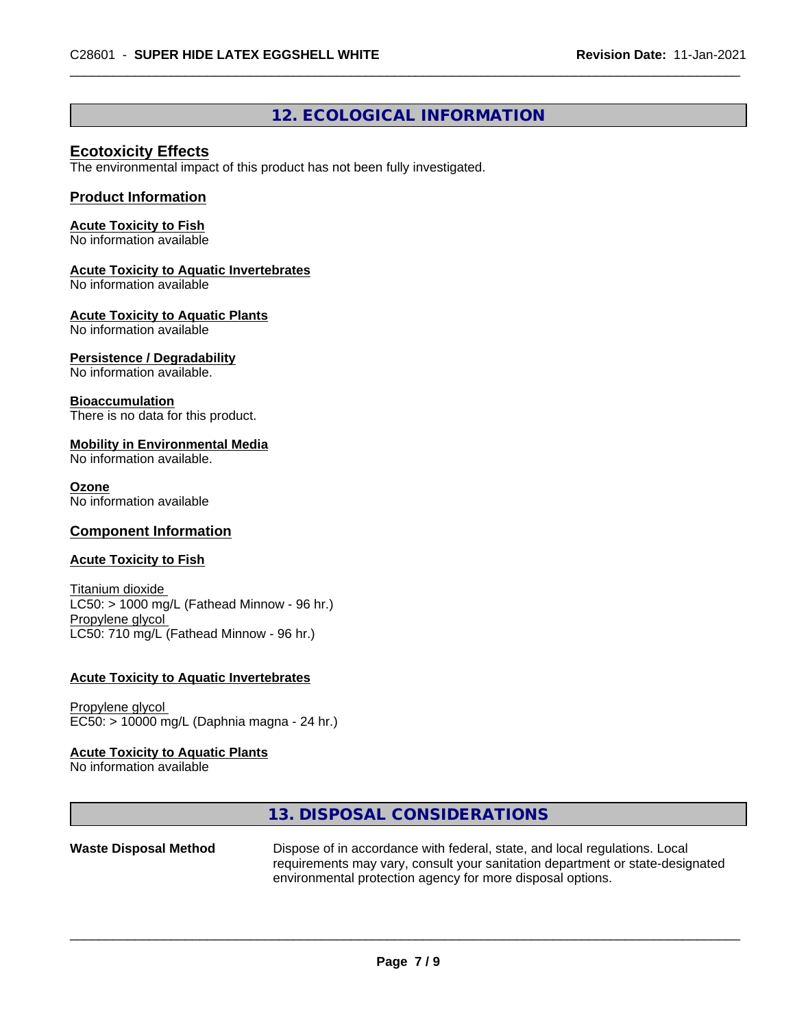## 12. ECOLOGICAL INFORMATION

### Ecotoxicity Effects

The environmental impact of this product has not been fully investigated.

### Product Information

**Acute Toxicity to Fish**
No information available

**Acute Toxicity to Aquatic Invertebrates**
No information available

**Acute Toxicity to Aquatic Plants**
No information available

**Persistence / Degradability**
No information available.

**Bioaccumulation**
There is no data for this product.

**Mobility in Environmental Media**
No information available.

**Ozone**
No information available

### Component Information

**Acute Toxicity to Fish**

Titanium dioxide
LC50: > 1000 mg/L (Fathead Minnow - 96 hr.)
Propylene glycol
LC50: 710 mg/L (Fathead Minnow - 96 hr.)

**Acute Toxicity to Aquatic Invertebrates**

Propylene glycol
EC50: > 10000 mg/L (Daphnia magna - 24 hr.)

**Acute Toxicity to Aquatic Plants**
No information available

## 13. DISPOSAL CONSIDERATIONS

**Waste Disposal Method** Dispose of in accordance with federal, state, and local regulations. Local requirements may vary, consult your sanitation department or state-designated environmental protection agency for more disposal options.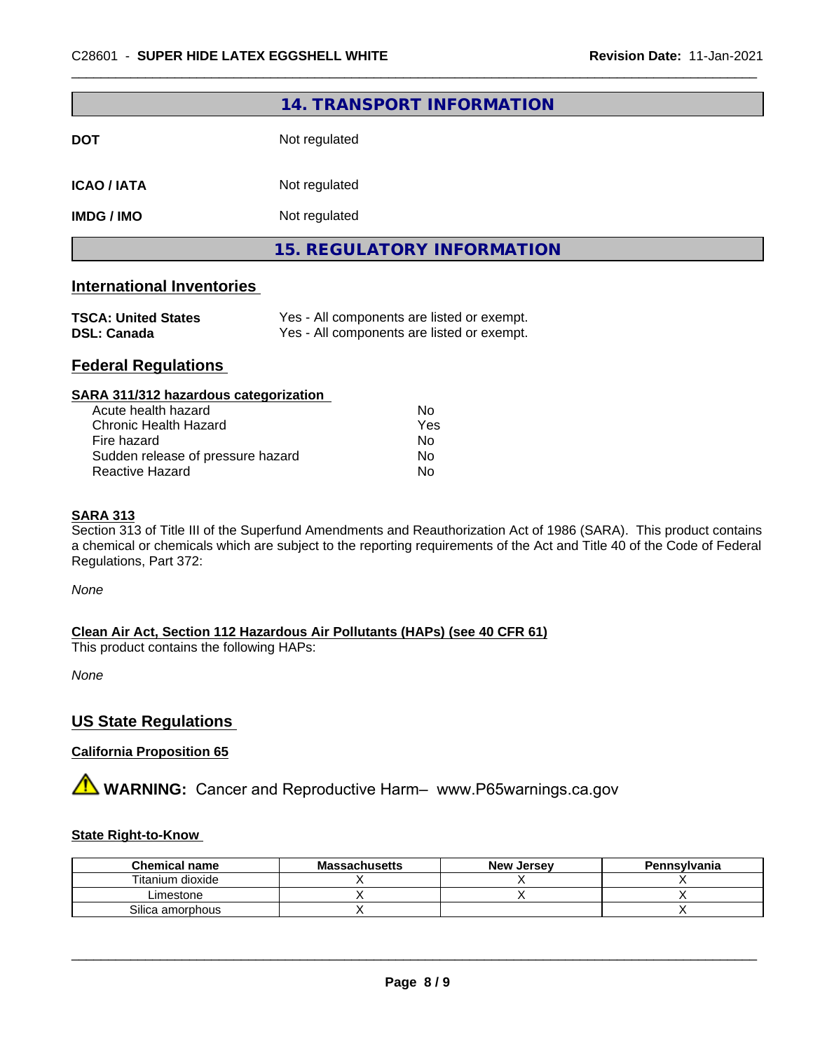## 14. TRANSPORT INFORMATION

| | |
|---|---|
| **DOT** | Not regulated |
| **ICAO / IATA** | Not regulated |
| **IMDG / IMO** | Not regulated |

## 15. REGULATORY INFORMATION

### International Inventories

| | |
|---|---|
| **TSCA: United States** | Yes - All components are listed or exempt. |
| **DSL: Canada** | Yes - All components are listed or exempt. |

### Federal Regulations

**SARA 311/312 hazardous categorization**

| | |
|---|---|
| Acute health hazard | No |
| Chronic Health Hazard | Yes |
| Fire hazard | No |
| Sudden release of pressure hazard | No |
| Reactive Hazard | No |

**SARA 313**

Section 313 of Title III of the Superfund Amendments and Reauthorization Act of 1986 (SARA). This product contains a chemical or chemicals which are subject to the reporting requirements of the Act and Title 40 of the Code of Federal Regulations, Part 372:

*None*

**Clean Air Act, Section 112 Hazardous Air Pollutants (HAPs) (see 40 CFR 61)**

This product contains the following HAPs:

*None*

### US State Regulations

**California Proposition 65**

⚠ **WARNING:** Cancer and Reproductive Harm– www.P65warnings.ca.gov

**State Right-to-Know**

| Chemical name | Massachusetts | New Jersey | Pennsylvania |
|---|---|---|---|
| Titanium dioxide | X | X | X |
| Limestone | X | X | X |
| Silica amorphous | X | | X |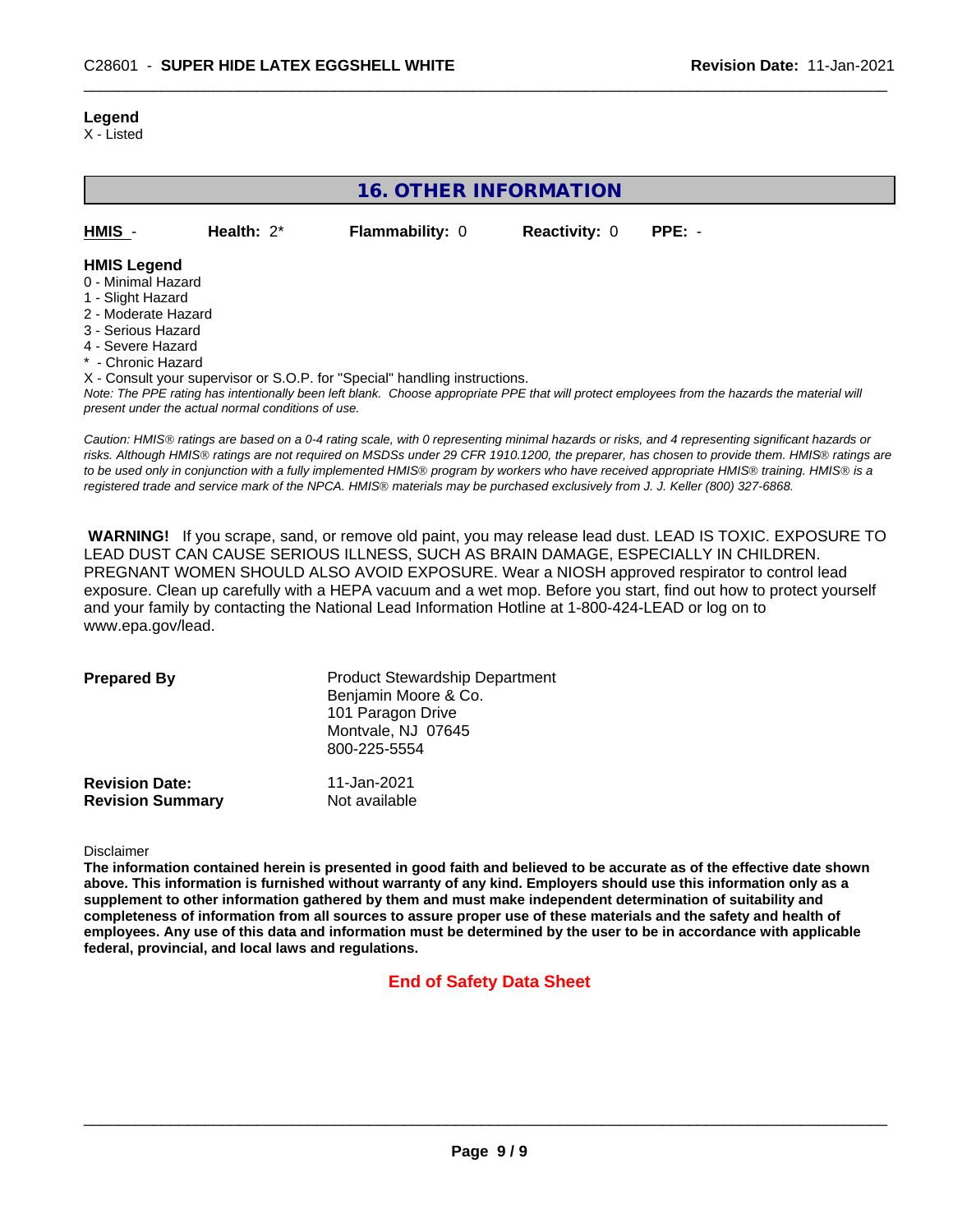**Legend**
X - Listed

## 16. OTHER INFORMATION

| **HMIS** - | **Health:** 2* | **Flammability:** 0 | **Reactivity:** 0 | **PPE:** - |
|---|---|---|---|---|

**HMIS Legend**
0 - Minimal Hazard
1 - Slight Hazard
2 - Moderate Hazard
3 - Serious Hazard
4 - Severe Hazard
* - Chronic Hazard
X - Consult your supervisor or S.O.P. for "Special" handling instructions.
*Note: The PPE rating has intentionally been left blank. Choose appropriate PPE that will protect employees from the hazards the material will present under the actual normal conditions of use.*

*Caution: HMIS® ratings are based on a 0-4 rating scale, with 0 representing minimal hazards or risks, and 4 representing significant hazards or risks. Although HMIS® ratings are not required on MSDSs under 29 CFR 1910.1200, the preparer, has chosen to provide them. HMIS® ratings are to be used only in conjunction with a fully implemented HMIS® program by workers who have received appropriate HMIS® training. HMIS® is a registered trade and service mark of the NPCA. HMIS® materials may be purchased exclusively from J. J. Keller (800) 327-6868.*

**WARNING!** If you scrape, sand, or remove old paint, you may release lead dust. LEAD IS TOXIC. EXPOSURE TO LEAD DUST CAN CAUSE SERIOUS ILLNESS, SUCH AS BRAIN DAMAGE, ESPECIALLY IN CHILDREN. PREGNANT WOMEN SHOULD ALSO AVOID EXPOSURE. Wear a NIOSH approved respirator to control lead exposure. Clean up carefully with a HEPA vacuum and a wet mop. Before you start, find out how to protect yourself and your family by contacting the National Lead Information Hotline at 1-800-424-LEAD or log on to www.epa.gov/lead.

**Prepared By**
Product Stewardship Department
Benjamin Moore & Co.
101 Paragon Drive
Montvale, NJ 07645
800-225-5554

**Revision Date:** 11-Jan-2021
**Revision Summary** Not available

Disclaimer
**The information contained herein is presented in good faith and believed to be accurate as of the effective date shown above. This information is furnished without warranty of any kind. Employers should use this information only as a supplement to other information gathered by them and must make independent determination of suitability and completeness of information from all sources to assure proper use of these materials and the safety and health of employees. Any use of this data and information must be determined by the user to be in accordance with applicable federal, provincial, and local laws and regulations.**

**End of Safety Data Sheet**